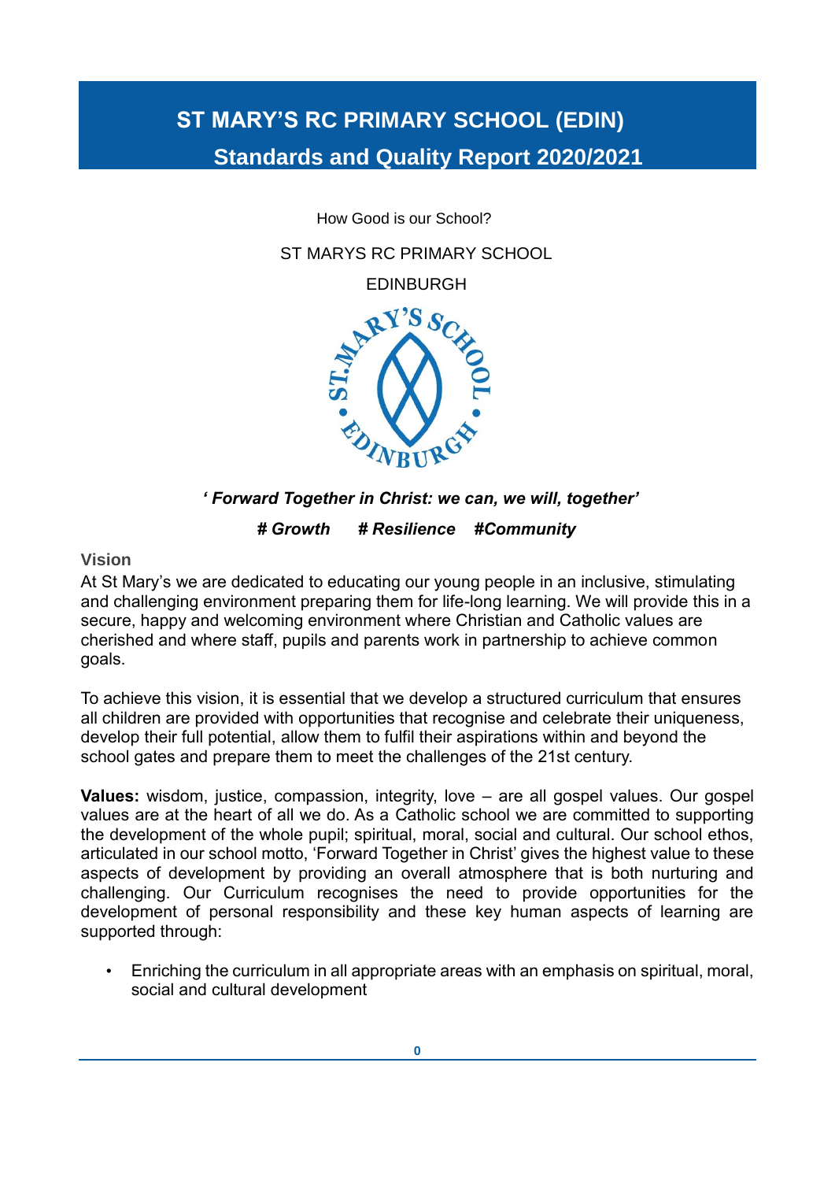# ST MARY'S RC PRIMARY SCHOOL (EDIN)

## Standards and Quality Report 2020/2021

How Good is our School?

ST MARYS RC PRIMARY SCHOOL

EDINBURGH

***' Forward Together in Christ: we can, we will, together'***

***# Growth # Resilience #Community***

### Vision

At St Mary's we are dedicated to educating our young people in an inclusive, stimulating and challenging environment preparing them for life-long learning. We will provide this in a secure, happy and welcoming environment where Christian and Catholic values are cherished and where staff, pupils and parents work in partnership to achieve common goals.

To achieve this vision, it is essential that we develop a structured curriculum that ensures all children are provided with opportunities that recognise and celebrate their uniqueness, develop their full potential, allow them to fulfil their aspirations within and beyond the school gates and prepare them to meet the challenges of the 21st century.

**Values:** wisdom, justice, compassion, integrity, love – are all gospel values. Our gospel values are at the heart of all we do. As a Catholic school we are committed to supporting the development of the whole pupil; spiritual, moral, social and cultural. Our school ethos, articulated in our school motto, 'Forward Together in Christ' gives the highest value to these aspects of development by providing an overall atmosphere that is both nurturing and challenging. Our Curriculum recognises the need to provide opportunities for the development of personal responsibility and these key human aspects of learning are supported through:

- Enriching the curriculum in all appropriate areas with an emphasis on spiritual, moral, social and cultural development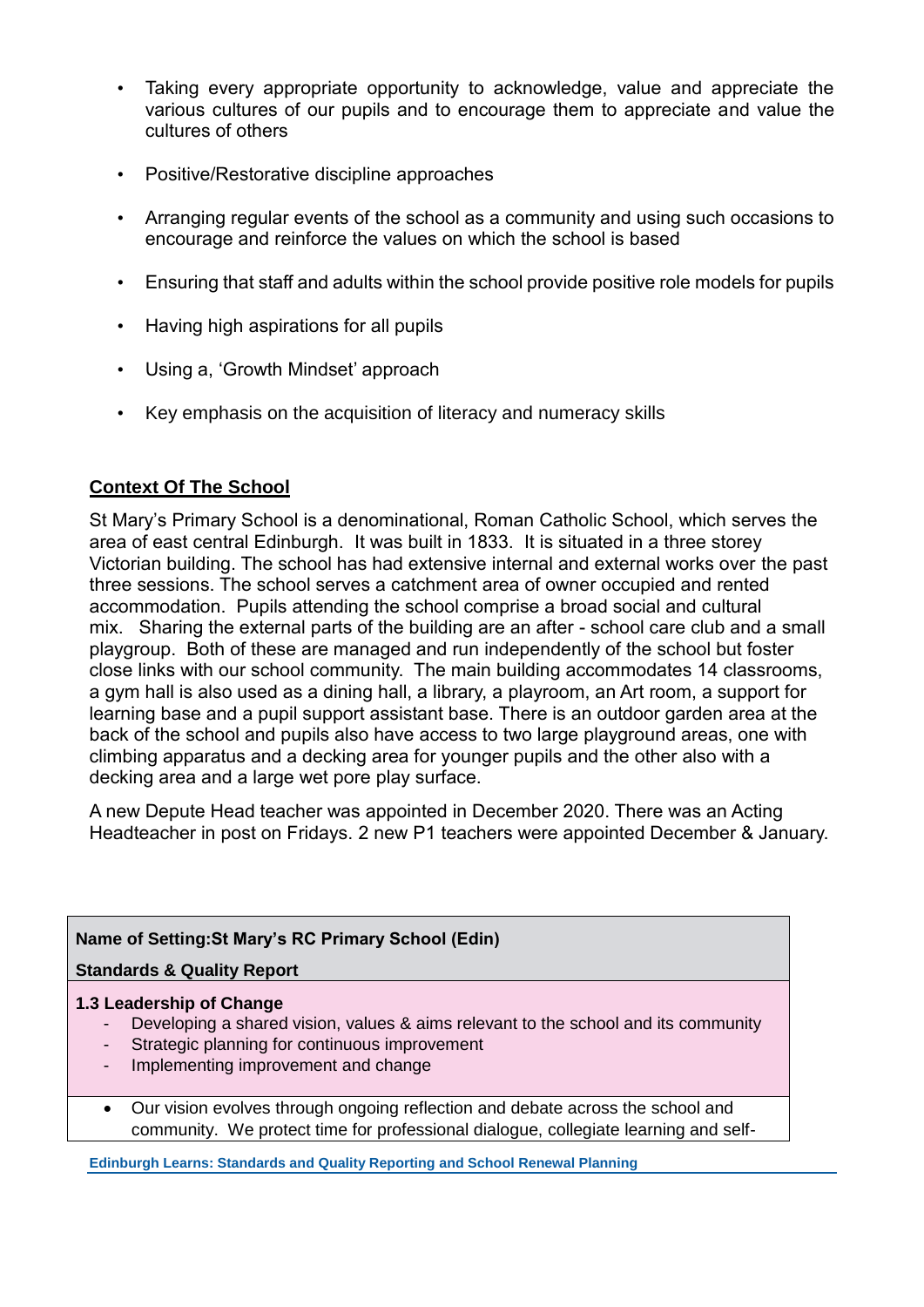- Taking every appropriate opportunity to acknowledge, value and appreciate the various cultures of our pupils and to encourage them to appreciate and value the cultures of others

- Positive/Restorative discipline approaches

- Arranging regular events of the school as a community and using such occasions to encourage and reinforce the values on which the school is based

- Ensuring that staff and adults within the school provide positive role models for pupils

- Having high aspirations for all pupils

- Using a, 'Growth Mindset' approach

- Key emphasis on the acquisition of literacy and numeracy skills

## Context Of The School

St Mary's Primary School is a denominational, Roman Catholic School, which serves the area of east central Edinburgh. It was built in 1833. It is situated in a three storey Victorian building. The school has had extensive internal and external works over the past three sessions. The school serves a catchment area of owner occupied and rented accommodation. Pupils attending the school comprise a broad social and cultural mix. Sharing the external parts of the building are an after - school care club and a small playgroup. Both of these are managed and run independently of the school but foster close links with our school community. The main building accommodates 14 classrooms, a gym hall is also used as a dining hall, a library, a playroom, an Art room, a support for learning base and a pupil support assistant base. There is an outdoor garden area at the back of the school and pupils also have access to two large playground areas, one with climbing apparatus and a decking area for younger pupils and the other also with a decking area and a large wet pore play surface.

A new Depute Head teacher was appointed in December 2020. There was an Acting Headteacher in post on Fridays. 2 new P1 teachers were appointed December & January.

| **Name of Setting:St Mary's RC Primary School (Edin)**<br>**Standards & Quality Report** |
|---|
| **1.3 Leadership of Change**<br>- Developing a shared vision, values & aims relevant to the school and its community<br>- Strategic planning for continuous improvement<br>- Implementing improvement and change |
| • Our vision evolves through ongoing reflection and debate across the school and community. We protect time for professional dialogue, collegiate learning and self- |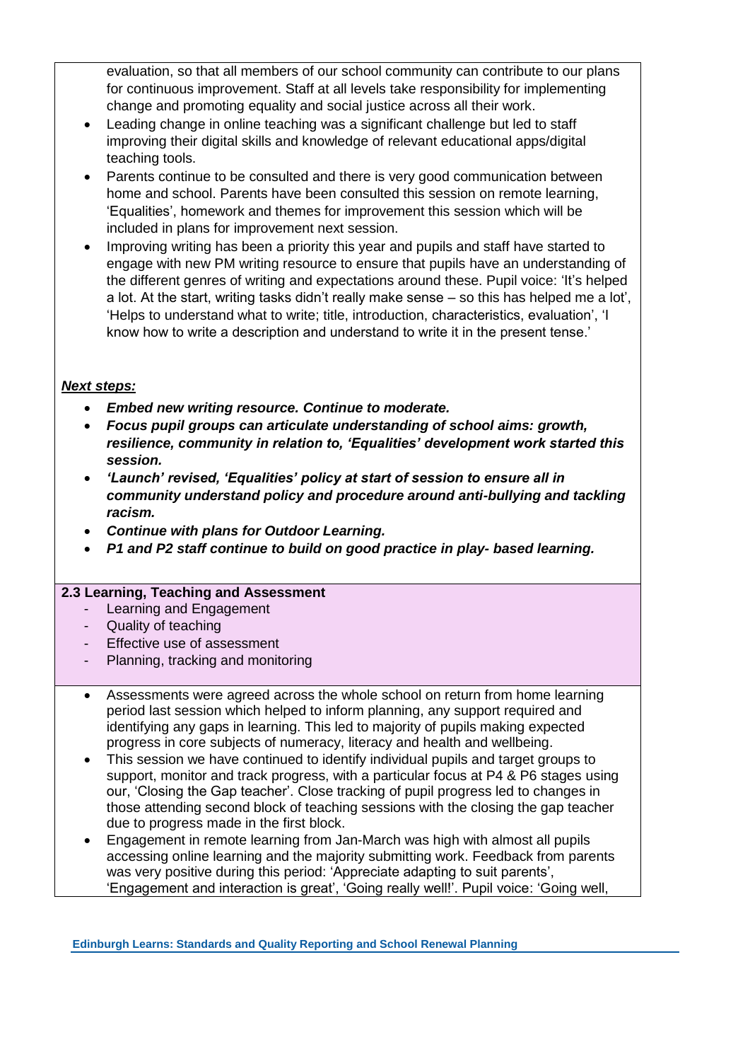evaluation, so that all members of our school community can contribute to our plans for continuous improvement. Staff at all levels take responsibility for implementing change and promoting equality and social justice across all their work.

- Leading change in online teaching was a significant challenge but led to staff improving their digital skills and knowledge of relevant educational apps/digital teaching tools.
- Parents continue to be consulted and there is very good communication between home and school. Parents have been consulted this session on remote learning, 'Equalities', homework and themes for improvement this session which will be included in plans for improvement next session.
- Improving writing has been a priority this year and pupils and staff have started to engage with new PM writing resource to ensure that pupils have an understanding of the different genres of writing and expectations around these. Pupil voice: 'It's helped a lot. At the start, writing tasks didn't really make sense – so this has helped me a lot', 'Helps to understand what to write; title, introduction, characteristics, evaluation', 'I know how to write a description and understand to write it in the present tense.'

***Next steps:***

- ***Embed new writing resource. Continue to moderate.***
- ***Focus pupil groups can articulate understanding of school aims: growth, resilience, community in relation to, 'Equalities' development work started this session.***
- ***'Launch' revised, 'Equalities' policy at start of session to ensure all in community understand policy and procedure around anti-bullying and tackling racism.***
- ***Continue with plans for Outdoor Learning.***
- ***P1 and P2 staff continue to build on good practice in play- based learning.***

**2.3 Learning, Teaching and Assessment**

- Learning and Engagement
- Quality of teaching
- Effective use of assessment
- Planning, tracking and monitoring

- Assessments were agreed across the whole school on return from home learning period last session which helped to inform planning, any support required and identifying any gaps in learning. This led to majority of pupils making expected progress in core subjects of numeracy, literacy and health and wellbeing.
- This session we have continued to identify individual pupils and target groups to support, monitor and track progress, with a particular focus at P4 & P6 stages using our, 'Closing the Gap teacher'. Close tracking of pupil progress led to changes in those attending second block of teaching sessions with the closing the gap teacher due to progress made in the first block.
- Engagement in remote learning from Jan-March was high with almost all pupils accessing online learning and the majority submitting work. Feedback from parents was very positive during this period: 'Appreciate adapting to suit parents', 'Engagement and interaction is great', 'Going really well!'. Pupil voice: 'Going well,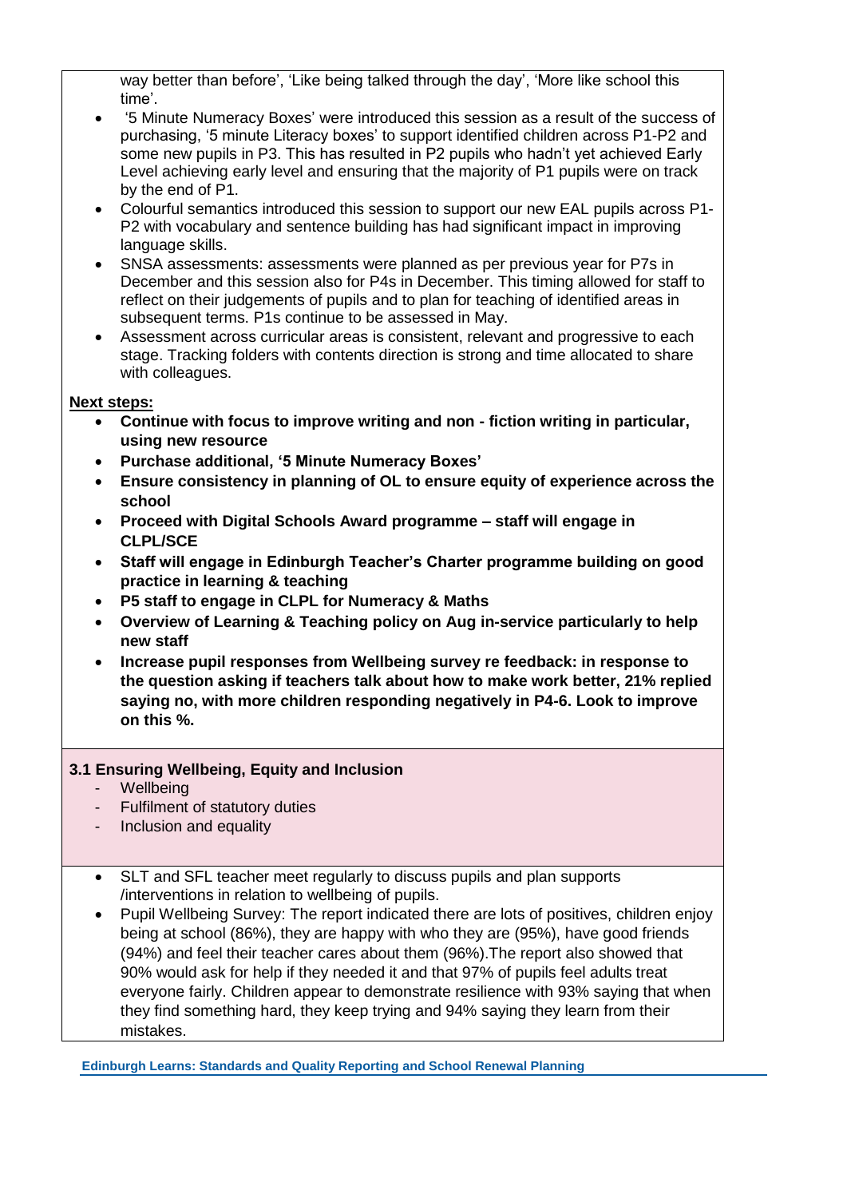way better than before', 'Like being talked through the day', 'More like school this time'.

- '5 Minute Numeracy Boxes' were introduced this session as a result of the success of purchasing, '5 minute Literacy boxes' to support identified children across P1-P2 and some new pupils in P3. This has resulted in P2 pupils who hadn't yet achieved Early Level achieving early level and ensuring that the majority of P1 pupils were on track by the end of P1.
- Colourful semantics introduced this session to support our new EAL pupils across P1-P2 with vocabulary and sentence building has had significant impact in improving language skills.
- SNSA assessments: assessments were planned as per previous year for P7s in December and this session also for P4s in December. This timing allowed for staff to reflect on their judgements of pupils and to plan for teaching of identified areas in subsequent terms. P1s continue to be assessed in May.
- Assessment across curricular areas is consistent, relevant and progressive to each stage. Tracking folders with contents direction is strong and time allocated to share with colleagues.

**Next steps:**

- **Continue with focus to improve writing and non - fiction writing in particular, using new resource**
- **Purchase additional, '5 Minute Numeracy Boxes'**
- **Ensure consistency in planning of OL to ensure equity of experience across the school**
- **Proceed with Digital Schools Award programme – staff will engage in CLPL/SCE**
- **Staff will engage in Edinburgh Teacher's Charter programme building on good practice in learning & teaching**
- **P5 staff to engage in CLPL for Numeracy & Maths**
- **Overview of Learning & Teaching policy on Aug in-service particularly to help new staff**
- **Increase pupil responses from Wellbeing survey re feedback: in response to the question asking if teachers talk about how to make work better, 21% replied saying no, with more children responding negatively in P4-6. Look to improve on this %.**

### 3.1 Ensuring Wellbeing, Equity and Inclusion

- Wellbeing
- Fulfilment of statutory duties
- Inclusion and equality

- SLT and SFL teacher meet regularly to discuss pupils and plan supports /interventions in relation to wellbeing of pupils.
- Pupil Wellbeing Survey: The report indicated there are lots of positives, children enjoy being at school (86%), they are happy with who they are (95%), have good friends (94%) and feel their teacher cares about them (96%).The report also showed that 90% would ask for help if they needed it and that 97% of pupils feel adults treat everyone fairly. Children appear to demonstrate resilience with 93% saying that when they find something hard, they keep trying and 94% saying they learn from their mistakes.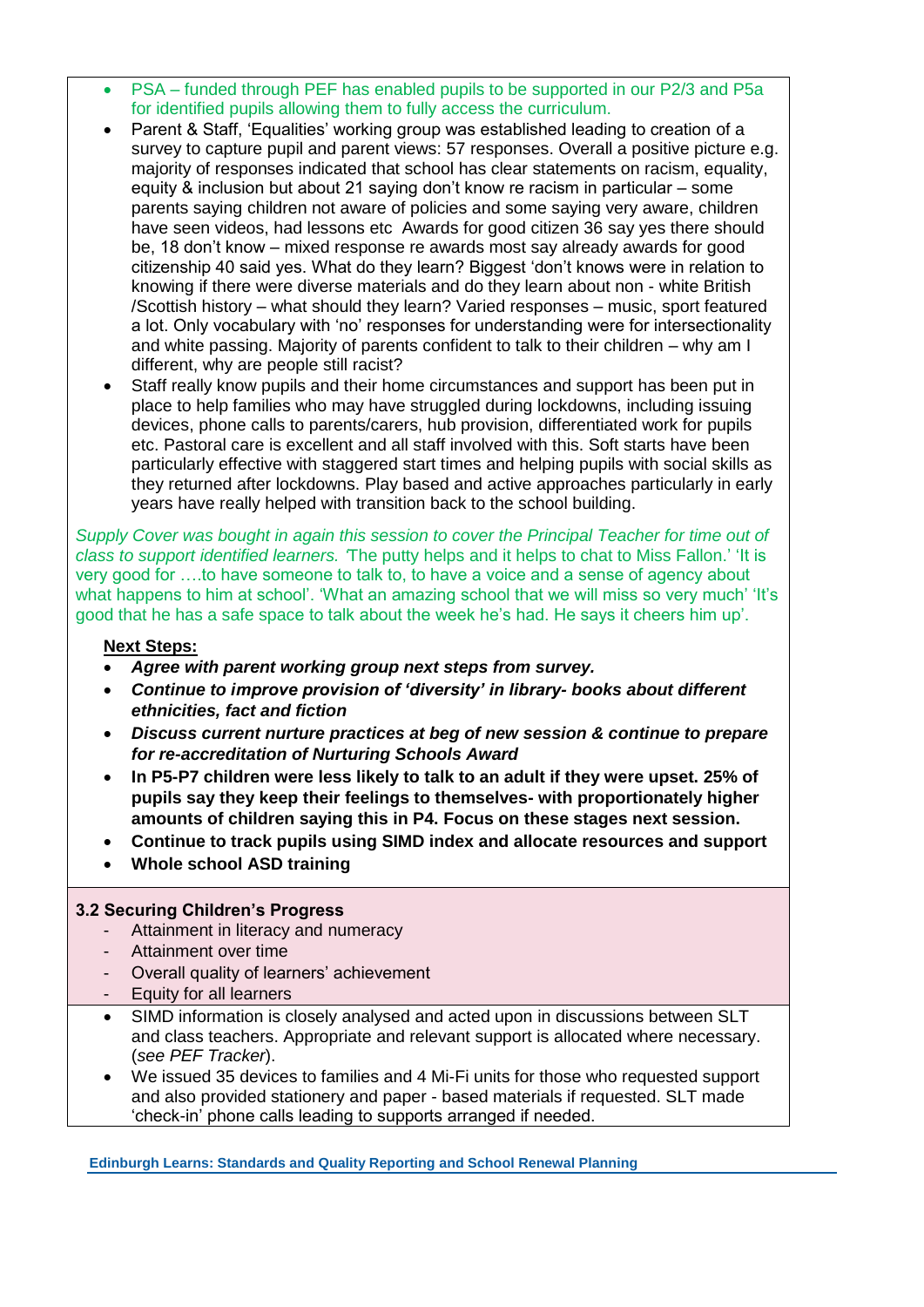- PSA – funded through PEF has enabled pupils to be supported in our P2/3 and P5a for identified pupils allowing them to fully access the curriculum.
- Parent & Staff, 'Equalities' working group was established leading to creation of a survey to capture pupil and parent views: 57 responses. Overall a positive picture e.g. majority of responses indicated that school has clear statements on racism, equality, equity & inclusion but about 21 saying don't know re racism in particular – some parents saying children not aware of policies and some saying very aware, children have seen videos, had lessons etc Awards for good citizen 36 say yes there should be, 18 don't know – mixed response re awards most say already awards for good citizenship 40 said yes. What do they learn? Biggest 'don't knows were in relation to knowing if there were diverse materials and do they learn about non - white British /Scottish history – what should they learn? Varied responses – music, sport featured a lot. Only vocabulary with 'no' responses for understanding were for intersectionality and white passing. Majority of parents confident to talk to their children – why am I different, why are people still racist?
- Staff really know pupils and their home circumstances and support has been put in place to help families who may have struggled during lockdowns, including issuing devices, phone calls to parents/carers, hub provision, differentiated work for pupils etc. Pastoral care is excellent and all staff involved with this. Soft starts have been particularly effective with staggered start times and helping pupils with social skills as they returned after lockdowns. Play based and active approaches particularly in early years have really helped with transition back to the school building.

*Supply Cover was bought in again this session to cover the Principal Teacher for time out of class to support identified learners.* 'The putty helps and it helps to chat to Miss Fallon.' 'It is very good for ….to have someone to talk to, to have a voice and a sense of agency about what happens to him at school'. 'What an amazing school that we will miss so very much' 'It's good that he has a safe space to talk about the week he's had. He says it cheers him up'.

**Next Steps:**

- ***Agree with parent working group next steps from survey.***
- ***Continue to improve provision of 'diversity' in library- books about different ethnicities, fact and fiction***
- ***Discuss current nurture practices at beg of new session & continue to prepare for re-accreditation of Nurturing Schools Award***
- **In P5-P7 children were less likely to talk to an adult if they were upset. 25% of pupils say they keep their feelings to themselves- with proportionately higher amounts of children saying this in P4. Focus on these stages next session.**
- **Continue to track pupils using SIMD index and allocate resources and support**
- **Whole school ASD training**

### 3.2 Securing Children's Progress

- Attainment in literacy and numeracy
- Attainment over time
- Overall quality of learners' achievement
- Equity for all learners

- SIMD information is closely analysed and acted upon in discussions between SLT and class teachers. Appropriate and relevant support is allocated where necessary. (*see PEF Tracker*).
- We issued 35 devices to families and 4 Mi-Fi units for those who requested support and also provided stationery and paper - based materials if requested. SLT made 'check-in' phone calls leading to supports arranged if needed.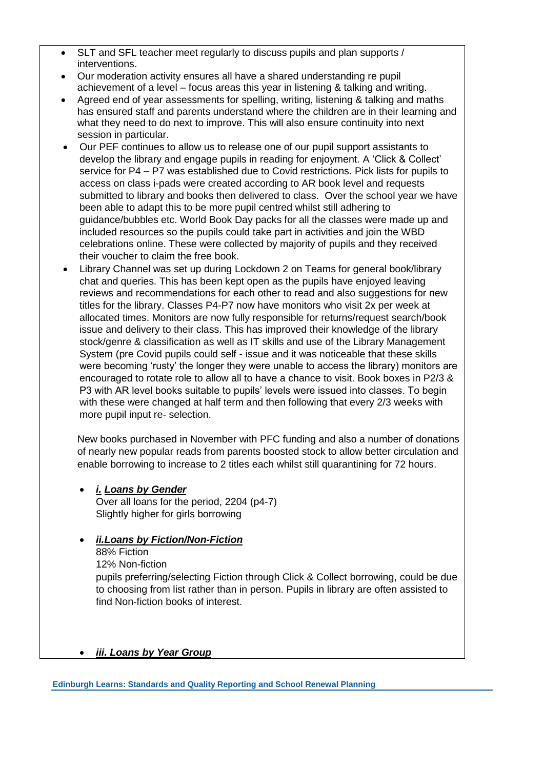- SLT and SFL teacher meet regularly to discuss pupils and plan supports / interventions.
- Our moderation activity ensures all have a shared understanding re pupil achievement of a level – focus areas this year in listening & talking and writing.
- Agreed end of year assessments for spelling, writing, listening & talking and maths has ensured staff and parents understand where the children are in their learning and what they need to do next to improve. This will also ensure continuity into next session in particular.
- Our PEF continues to allow us to release one of our pupil support assistants to develop the library and engage pupils in reading for enjoyment. A 'Click & Collect' service for P4 – P7 was established due to Covid restrictions. Pick lists for pupils to access on class i-pads were created according to AR book level and requests submitted to library and books then delivered to class. Over the school year we have been able to adapt this to be more pupil centred whilst still adhering to guidance/bubbles etc. World Book Day packs for all the classes were made up and included resources so the pupils could take part in activities and join the WBD celebrations online. These were collected by majority of pupils and they received their voucher to claim the free book.
- Library Channel was set up during Lockdown 2 on Teams for general book/library chat and queries. This has been kept open as the pupils have enjoyed leaving reviews and recommendations for each other to read and also suggestions for new titles for the library. Classes P4-P7 now have monitors who visit 2x per week at allocated times. Monitors are now fully responsible for returns/request search/book issue and delivery to their class. This has improved their knowledge of the library stock/genre & classification as well as IT skills and use of the Library Management System (pre Covid pupils could self - issue and it was noticeable that these skills were becoming 'rusty' the longer they were unable to access the library) monitors are encouraged to rotate role to allow all to have a chance to visit. Book boxes in P2/3 & P3 with AR level books suitable to pupils' levels were issued into classes. To begin with these were changed at half term and then following that every 2/3 weeks with more pupil input re- selection.

  New books purchased in November with PFC funding and also a number of donations of nearly new popular reads from parents boosted stock to allow better circulation and enable borrowing to increase to 2 titles each whilst still quarantining for 72 hours.

  - ***i. Loans by Gender***  
    Over all loans for the period, 2204 (p4-7)  
    Slightly higher for girls borrowing

  - ***ii.Loans by Fiction/Non-Fiction***  
    88% Fiction  
    12% Non-fiction  
    pupils preferring/selecting Fiction through Click & Collect borrowing, could be due to choosing from list rather than in person. Pupils in library are often assisted to find Non-fiction books of interest.

  - ***iii. Loans by Year Group***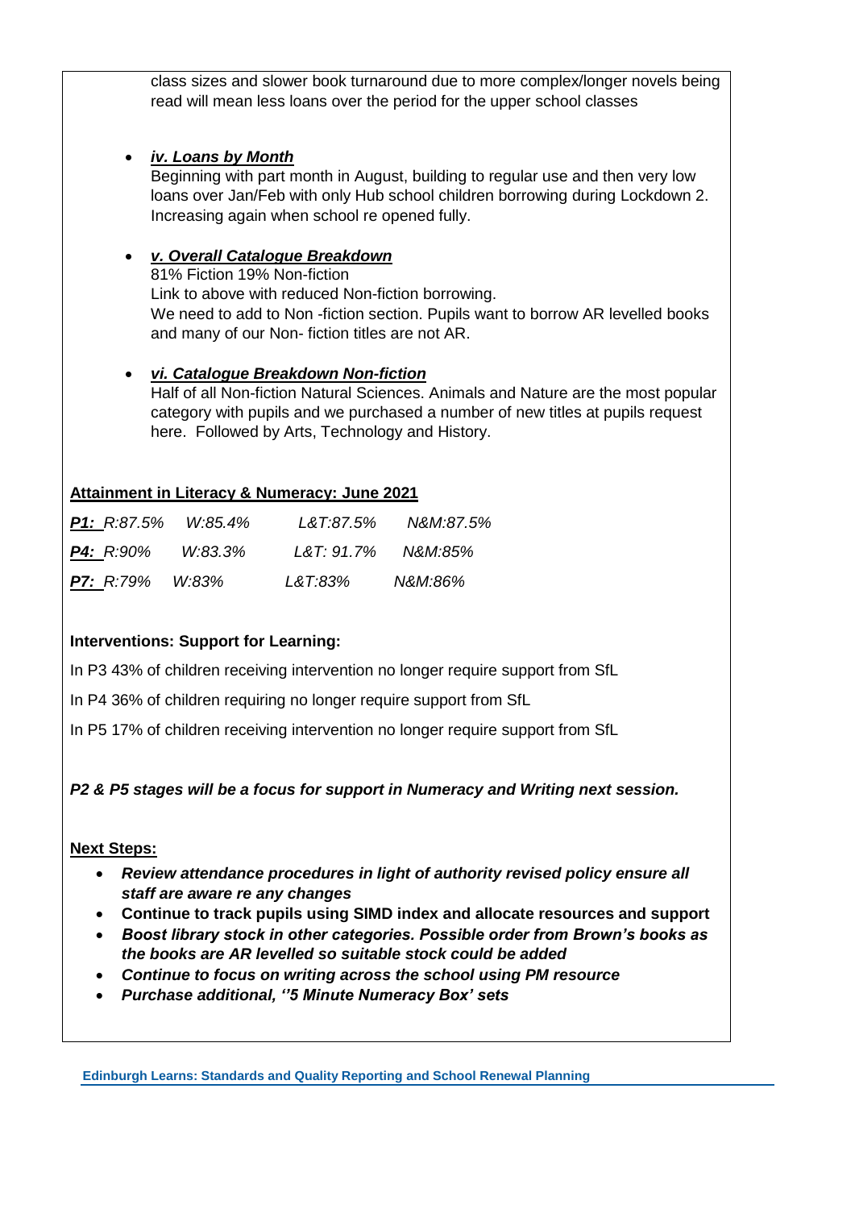class sizes and slower book turnaround due to more complex/longer novels being read will mean less loans over the period for the upper school classes

- ***iv. Loans by Month***
  Beginning with part month in August, building to regular use and then very low loans over Jan/Feb with only Hub school children borrowing during Lockdown 2. Increasing again when school re opened fully.

- ***v. Overall Catalogue Breakdown***
  81% Fiction 19% Non-fiction
  Link to above with reduced Non-fiction borrowing.
  We need to add to Non -fiction section. Pupils want to borrow AR levelled books and many of our Non- fiction titles are not AR.

- ***vi. Catalogue Breakdown Non-fiction***
  Half of all Non-fiction Natural Sciences. Animals and Nature are the most popular category with pupils and we purchased a number of new titles at pupils request here. Followed by Arts, Technology and History.

**Attainment in Literacy & Numeracy: June 2021**

| | | | |
|---|---|---|---|
| ***P1:*** *R:87.5%* | *W:85.4%* | *L&T:87.5%* | *N&M:87.5%* |
| ***P4:*** *R:90%* | *W:83.3%* | *L&T: 91.7%* | *N&M:85%* |
| ***P7:*** *R:79%* | *W:83%* | *L&T:83%* | *N&M:86%* |

**Interventions: Support for Learning:**

In P3 43% of children receiving intervention no longer require support from SfL

In P4 36% of children requiring no longer require support from SfL

In P5 17% of children receiving intervention no longer require support from SfL

***P2 & P5 stages will be a focus for support in Numeracy and Writing next session.***

**Next Steps:**

- ***Review attendance procedures in light of authority revised policy ensure all staff are aware re any changes***
- **Continue to track pupils using SIMD index and allocate resources and support**
- ***Boost library stock in other categories. Possible order from Brown's books as the books are AR levelled so suitable stock could be added***
- ***Continue to focus on writing across the school using PM resource***
- ***Purchase additional, ''5 Minute Numeracy Box' sets***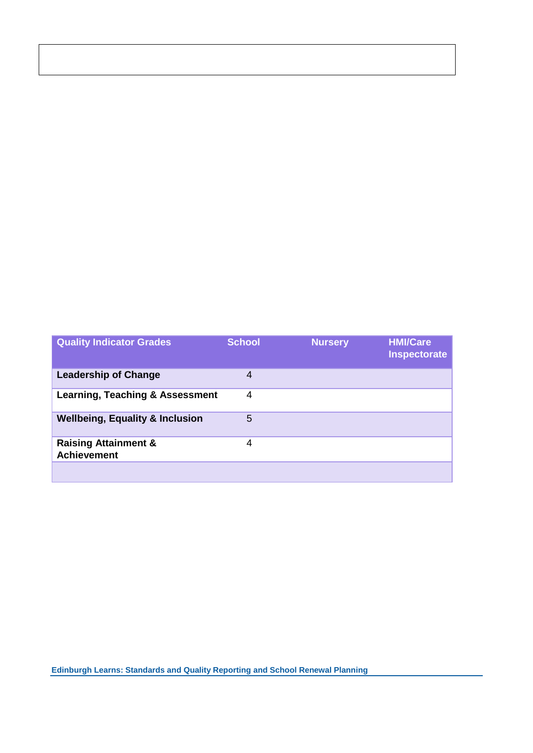| Quality Indicator Grades | School | Nursery | HMI/Care Inspectorate |
|---|---|---|---|
| **Leadership of Change** | 4 | | |
| **Learning, Teaching & Assessment** | 4 | | |
| **Wellbeing, Equality & Inclusion** | 5 | | |
| **Raising Attainment & Achievement** | 4 | | |
| | | | |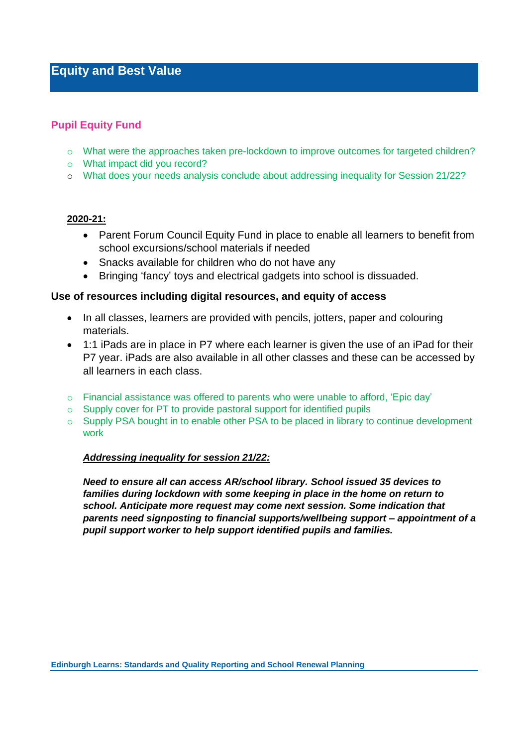## Equity and Best Value

### Pupil Equity Fund

- What were the approaches taken pre-lockdown to improve outcomes for targeted children?
- What impact did you record?
- What does your needs analysis conclude about addressing inequality for Session 21/22?

**2020-21:**

- Parent Forum Council Equity Fund in place to enable all learners to benefit from school excursions/school materials if needed
- Snacks available for children who do not have any
- Bringing 'fancy' toys and electrical gadgets into school is dissuaded.

**Use of resources including digital resources, and equity of access**

- In all classes, learners are provided with pencils, jotters, paper and colouring materials.
- 1:1 iPads are in place in P7 where each learner is given the use of an iPad for their P7 year. iPads are also available in all other classes and these can be accessed by all learners in each class.

- Financial assistance was offered to parents who were unable to afford, 'Epic day'
- Supply cover for PT to provide pastoral support for identified pupils
- Supply PSA bought in to enable other PSA to be placed in library to continue development work

***Addressing inequality for session 21/22:***

***Need to ensure all can access AR/school library. School issued 35 devices to families during lockdown with some keeping in place in the home on return to school. Anticipate more request may come next session. Some indication that parents need signposting to financial supports/wellbeing support – appointment of a pupil support worker to help support identified pupils and families.***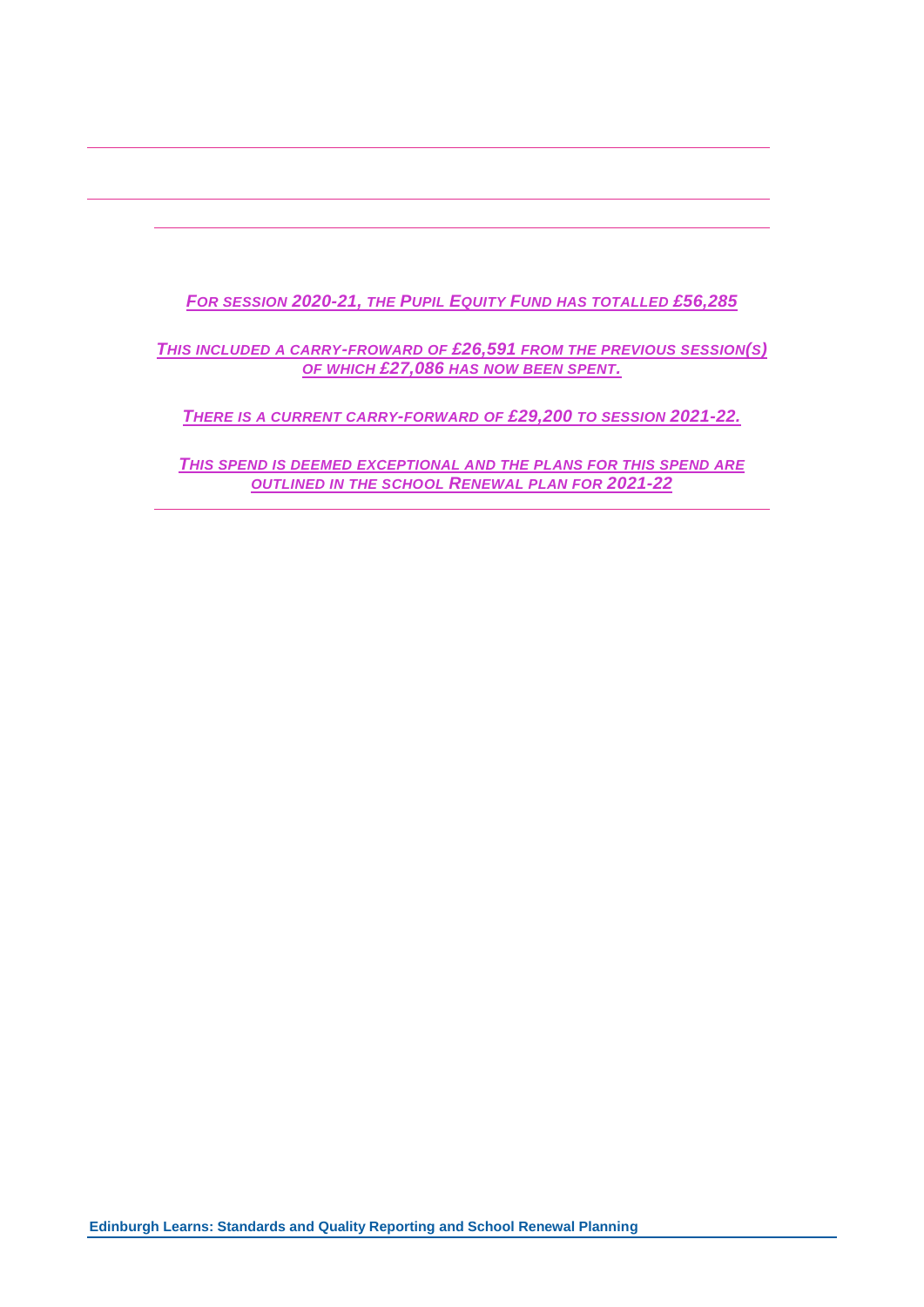***For session 2020-21, the Pupil Equity Fund has totalled £56,285***

***This included a carry-froward of £26,591 from the previous session(s) of which £27,086 has now been spent.***

***There is a current carry-forward of £29,200 to session 2021-22.***

***This spend is deemed exceptional and the plans for this spend are outlined in the school Renewal plan for 2021-22***